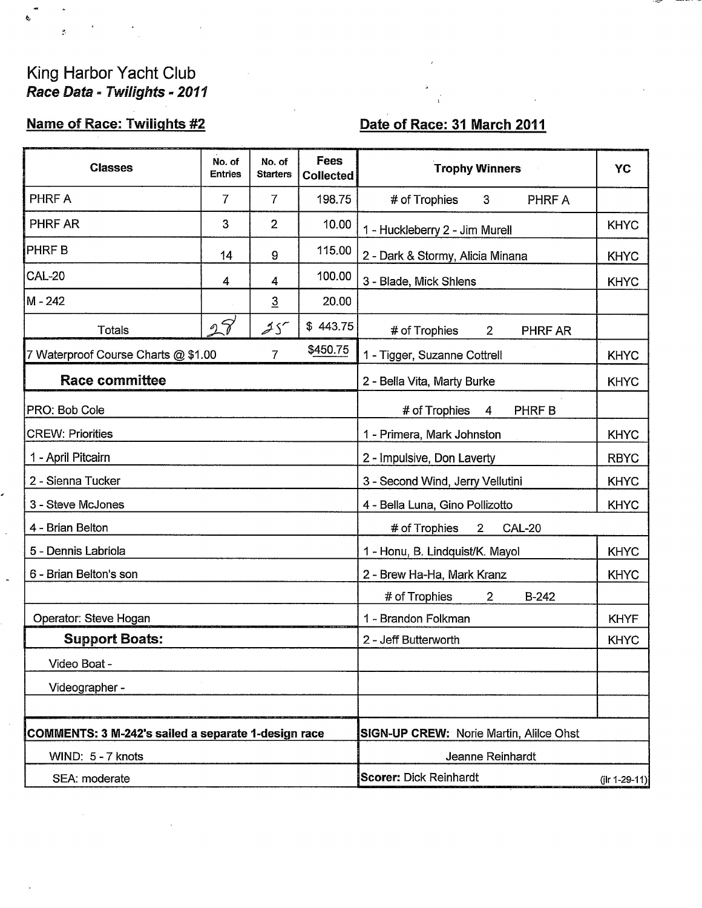King Harbor Yacht Club

***Race Data - Twilights - 2011***

**Name of Race: Twilights #2**

**Date of Race: 31 March 2011**

| Classes | No. of Entries | No. of Starters | Fees Collected | Trophy Winners | YC |
|---|---|---|---|---|---|
| PHRF A | 7 | 7 | 198.75 | # of Trophies 3 PHRF A | |
| PHRF AR | 3 | 2 | 10.00 | 1 - Huckleberry 2 - Jim Murell | KHYC |
| PHRF B | 14 | 9 | 115.00 | 2 - Dark & Stormy, Alicia Minana | KHYC |
| CAL-20 | 4 | 4 | 100.00 | 3 - Blade, Mick Shlens | KHYC |
| M - 242 | | 3 | 20.00 | | |
| Totals | 28 | 25 | $ 443.75 | # of Trophies 2 PHRF AR | |
| 7 Waterproof Course Charts @ $1.00 | | 7 | $450.75 | 1 - Tigger, Suzanne Cottrell | KHYC |
| **Race committee** | | | | 2 - Bella Vita, Marty Burke | KHYC |
| PRO: Bob Cole | | | | # of Trophies 4 PHRF B | |
| CREW: Priorities | | | | 1 - Primera, Mark Johnston | KHYC |
| 1 - April Pitcairn | | | | 2 - Impulsive, Don Laverty | RBYC |
| 2 - Sienna Tucker | | | | 3 - Second Wind, Jerry Vellutini | KHYC |
| 3 - Steve McJones | | | | 4 - Bella Luna, Gino Pollizotto | KHYC |
| 4 - Brian Belton | | | | # of Trophies 2 CAL-20 | |
| 5 - Dennis Labriola | | | | 1 - Honu, B. Lindquist/K. Mayol | KHYC |
| 6 - Brian Belton's son | | | | 2 - Brew Ha-Ha, Mark Kranz | KHYC |
| | | | | # of Trophies 2 B-242 | |
| Operator: Steve Hogan | | | | 1 - Brandon Folkman | KHYF |
| **Support Boats:** | | | | 2 - Jeff Butterworth | KHYC |
| Video Boat - | | | | | |
| Videographer - | | | | | |
| | | | | | |
| **COMMENTS: 3 M-242's sailed a separate 1-design race** | | | | **SIGN-UP CREW:** Norie Martin, Alilce Ohst | |
| WIND: 5 - 7 knots | | | | Jeanne Reinhardt | |
| SEA: moderate | | | | **Scorer:** Dick Reinhardt | (jlr 1-29-11) |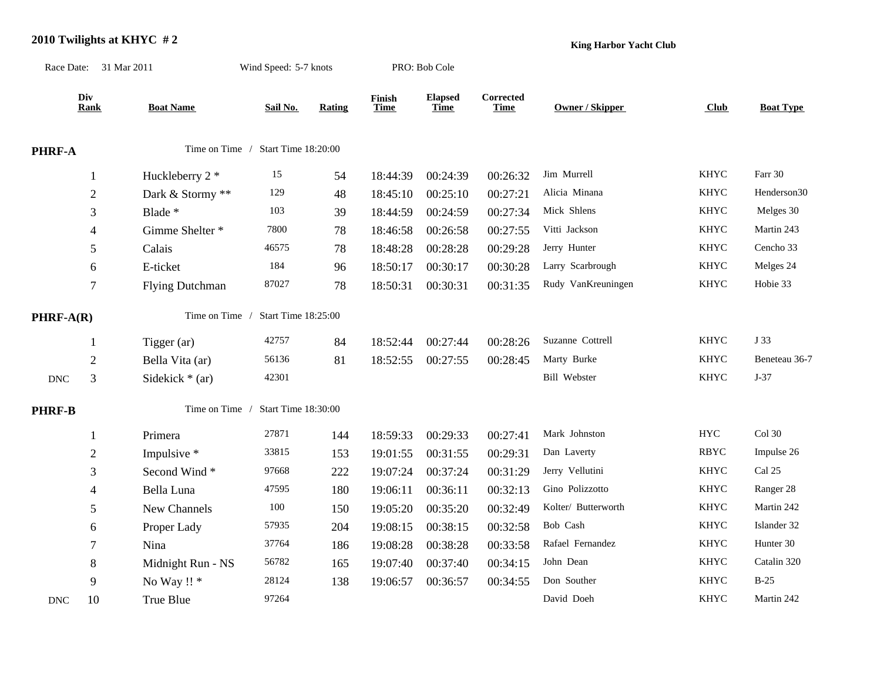## 2010 Twilights at KHYC # 2

**King Harbor Yacht Club**

Race Date: 31 Mar 2011 Wind Speed: 5-7 knots PRO: Bob Cole

| | Div Rank | Boat Name | Sail No. | Rating | Finish Time | Elapsed Time | Corrected Time | Owner / Skipper | Club | Boat Type |
|---|---|---|---|---|---|---|---|---|---|---|
| **PHRF-A** | | Time on Time / Start Time 18:20:00 | | | | | | | | |
| | 1 | Huckleberry 2 * | 15 | 54 | 18:44:39 | 00:24:39 | 00:26:32 | Jim Murrell | KHYC | Farr 30 |
| | 2 | Dark & Stormy ** | 129 | 48 | 18:45:10 | 00:25:10 | 00:27:21 | Alicia Minana | KHYC | Henderson30 |
| | 3 | Blade * | 103 | 39 | 18:44:59 | 00:24:59 | 00:27:34 | Mick Shlens | KHYC | Melges 30 |
| | 4 | Gimme Shelter * | 7800 | 78 | 18:46:58 | 00:26:58 | 00:27:55 | Vitti Jackson | KHYC | Martin 243 |
| | 5 | Calais | 46575 | 78 | 18:48:28 | 00:28:28 | 00:29:28 | Jerry Hunter | KHYC | Cencho 33 |
| | 6 | E-ticket | 184 | 96 | 18:50:17 | 00:30:17 | 00:30:28 | Larry Scarbrough | KHYC | Melges 24 |
| | 7 | Flying Dutchman | 87027 | 78 | 18:50:31 | 00:30:31 | 00:31:35 | Rudy VanKreuningen | KHYC | Hobie 33 |
| **PHRF-A(R)** | | Time on Time / Start Time 18:25:00 | | | | | | | | |
| | 1 | Tigger (ar) | 42757 | 84 | 18:52:44 | 00:27:44 | 00:28:26 | Suzanne Cottrell | KHYC | J 33 |
| | 2 | Bella Vita (ar) | 56136 | 81 | 18:52:55 | 00:27:55 | 00:28:45 | Marty Burke | KHYC | Beneteau 36-7 |
| DNC | 3 | Sidekick * (ar) | 42301 | | | | | Bill Webster | KHYC | J-37 |
| **PHRF-B** | | Time on Time / Start Time 18:30:00 | | | | | | | | |
| | 1 | Primera | 27871 | 144 | 18:59:33 | 00:29:33 | 00:27:41 | Mark Johnston | HYC | Col 30 |
| | 2 | Impulsive * | 33815 | 153 | 19:01:55 | 00:31:55 | 00:29:31 | Dan Laverty | RBYC | Impulse 26 |
| | 3 | Second Wind * | 97668 | 222 | 19:07:24 | 00:37:24 | 00:31:29 | Jerry Vellutini | KHYC | Cal 25 |
| | 4 | Bella Luna | 47595 | 180 | 19:06:11 | 00:36:11 | 00:32:13 | Gino Polizzotto | KHYC | Ranger 28 |
| | 5 | New Channels | 100 | 150 | 19:05:20 | 00:35:20 | 00:32:49 | Kolter/ Butterworth | KHYC | Martin 242 |
| | 6 | Proper Lady | 57935 | 204 | 19:08:15 | 00:38:15 | 00:32:58 | Bob Cash | KHYC | Islander 32 |
| | 7 | Nina | 37764 | 186 | 19:08:28 | 00:38:28 | 00:33:58 | Rafael Fernandez | KHYC | Hunter 30 |
| | 8 | Midnight Run - NS | 56782 | 165 | 19:07:40 | 00:37:40 | 00:34:15 | John Dean | KHYC | Catalin 320 |
| | 9 | No Way !! * | 28124 | 138 | 19:06:57 | 00:36:57 | 00:34:55 | Don Souther | KHYC | B-25 |
| DNC | 10 | True Blue | 97264 | | | | | David Doeh | KHYC | Martin 242 |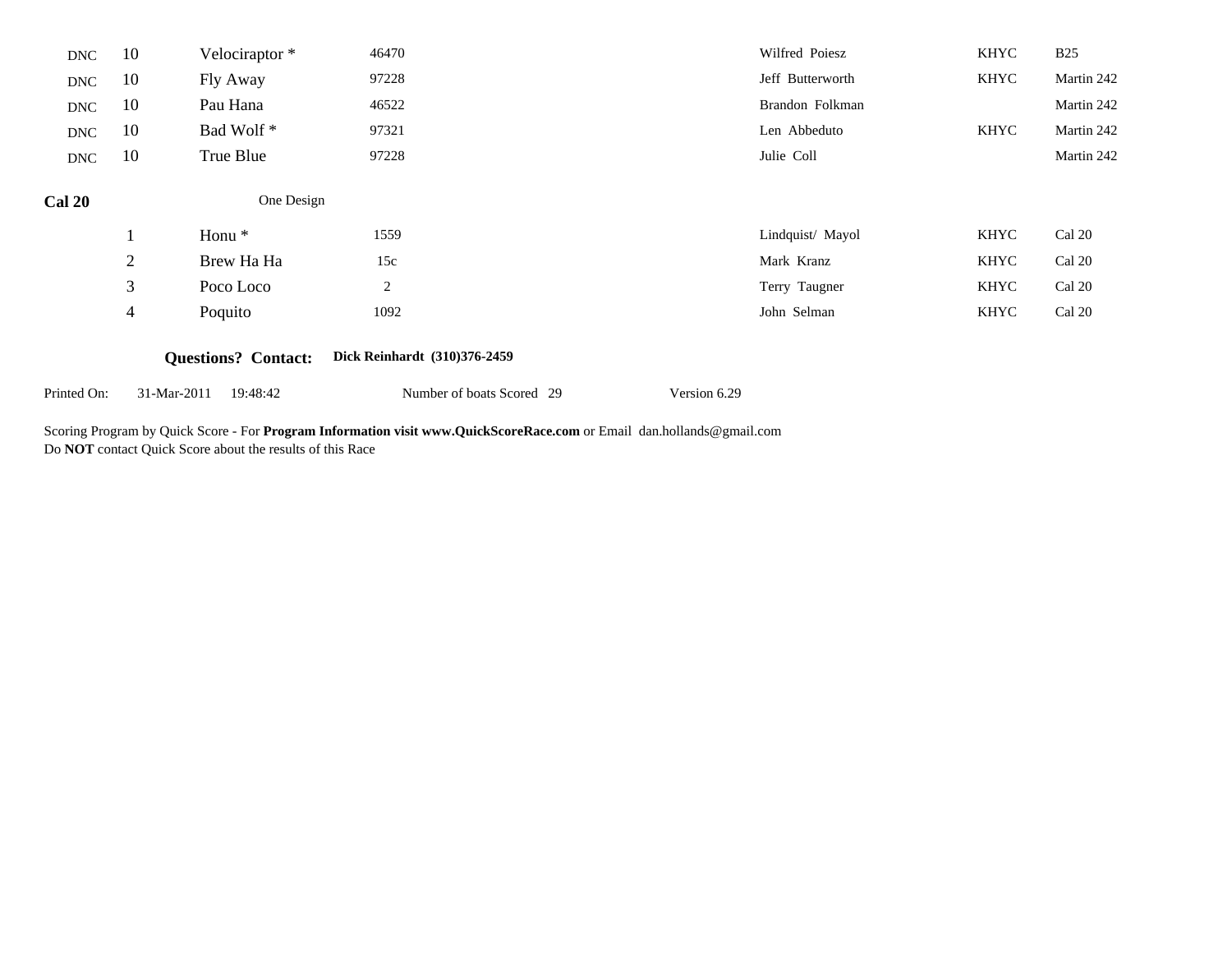| | | | | | | |
|---|---|---|---|---|---|---|
| DNC | 10 | Velociraptor * | 46470 | Wilfred Poiesz | KHYC | B25 |
| DNC | 10 | Fly Away | 97228 | Jeff Butterworth | KHYC | Martin 242 |
| DNC | 10 | Pau Hana | 46522 | Brandon Folkman | | Martin 242 |
| DNC | 10 | Bad Wolf * | 97321 | Len Abbeduto | KHYC | Martin 242 |
| DNC | 10 | True Blue | 97228 | Julie Coll | | Martin 242 |

**Cal 20** One Design

| | | | | | | |
|---|---|---|---|---|---|---|
| | 1 | Honu * | 1559 | Lindquist/ Mayol | KHYC | Cal 20 |
| | 2 | Brew Ha Ha | 15c | Mark Kranz | KHYC | Cal 20 |
| | 3 | Poco Loco | 2 | Terry Taugner | KHYC | Cal 20 |
| | 4 | Poquito | 1092 | John Selman | KHYC | Cal 20 |

**Questions? Contact:** **Dick Reinhardt (310)376-2459**

Printed On: 31-Mar-2011 19:48:42 Number of boats Scored 29 Version 6.29

Scoring Program by Quick Score - For **Program Information visit www.QuickScoreRace.com** or Email dan.hollands@gmail.com
Do **NOT** contact Quick Score about the results of this Race